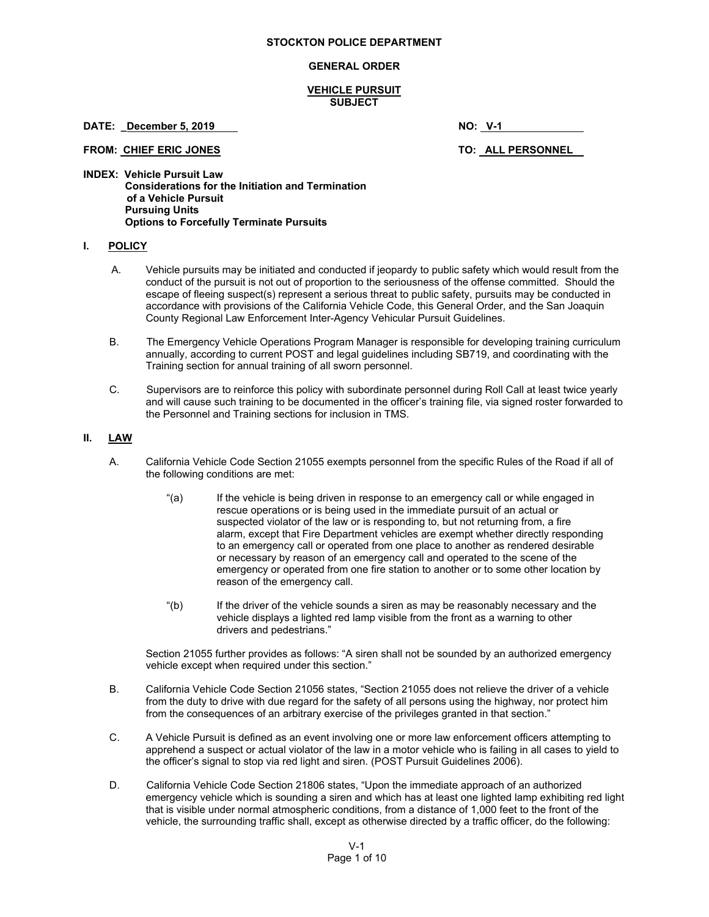**STOCKTON POLICE DEPARTMENT**

**GENERAL ORDER**

**VEHICLE PURSUIT**
**SUBJECT**

**DATE: December 5, 2019** **NO: V-1**

**FROM: CHIEF ERIC JONES** **TO: ALL PERSONNEL**

**INDEX: Vehicle Pursuit Law**
**Considerations for the Initiation and Termination of a Vehicle Pursuit**
**Pursuing Units**
**Options to Forcefully Terminate Pursuits**

## I. POLICY

A. Vehicle pursuits may be initiated and conducted if jeopardy to public safety which would result from the conduct of the pursuit is not out of proportion to the seriousness of the offense committed. Should the escape of fleeing suspect(s) represent a serious threat to public safety, pursuits may be conducted in accordance with provisions of the California Vehicle Code, this General Order, and the San Joaquin County Regional Law Enforcement Inter-Agency Vehicular Pursuit Guidelines.

B. The Emergency Vehicle Operations Program Manager is responsible for developing training curriculum annually, according to current POST and legal guidelines including SB719, and coordinating with the Training section for annual training of all sworn personnel.

C. Supervisors are to reinforce this policy with subordinate personnel during Roll Call at least twice yearly and will cause such training to be documented in the officer's training file, via signed roster forwarded to the Personnel and Training sections for inclusion in TMS.

## II. LAW

A. California Vehicle Code Section 21055 exempts personnel from the specific Rules of the Road if all of the following conditions are met:

> "(a) If the vehicle is being driven in response to an emergency call or while engaged in rescue operations or is being used in the immediate pursuit of an actual or suspected violator of the law or is responding to, but not returning from, a fire alarm, except that Fire Department vehicles are exempt whether directly responding to an emergency call or operated from one place to another as rendered desirable or necessary by reason of an emergency call and operated to the scene of the emergency or operated from one fire station to another or to some other location by reason of the emergency call.
>
> "(b) If the driver of the vehicle sounds a siren as may be reasonably necessary and the vehicle displays a lighted red lamp visible from the front as a warning to other drivers and pedestrians."

Section 21055 further provides as follows: "A siren shall not be sounded by an authorized emergency vehicle except when required under this section."

B. California Vehicle Code Section 21056 states, "Section 21055 does not relieve the driver of a vehicle from the duty to drive with due regard for the safety of all persons using the highway, nor protect him from the consequences of an arbitrary exercise of the privileges granted in that section."

C. A Vehicle Pursuit is defined as an event involving one or more law enforcement officers attempting to apprehend a suspect or actual violator of the law in a motor vehicle who is failing in all cases to yield to the officer's signal to stop via red light and siren. (POST Pursuit Guidelines 2006).

D. California Vehicle Code Section 21806 states, "Upon the immediate approach of an authorized emergency vehicle which is sounding a siren and which has at least one lighted lamp exhibiting red light that is visible under normal atmospheric conditions, from a distance of 1,000 feet to the front of the vehicle, the surrounding traffic shall, except as otherwise directed by a traffic officer, do the following: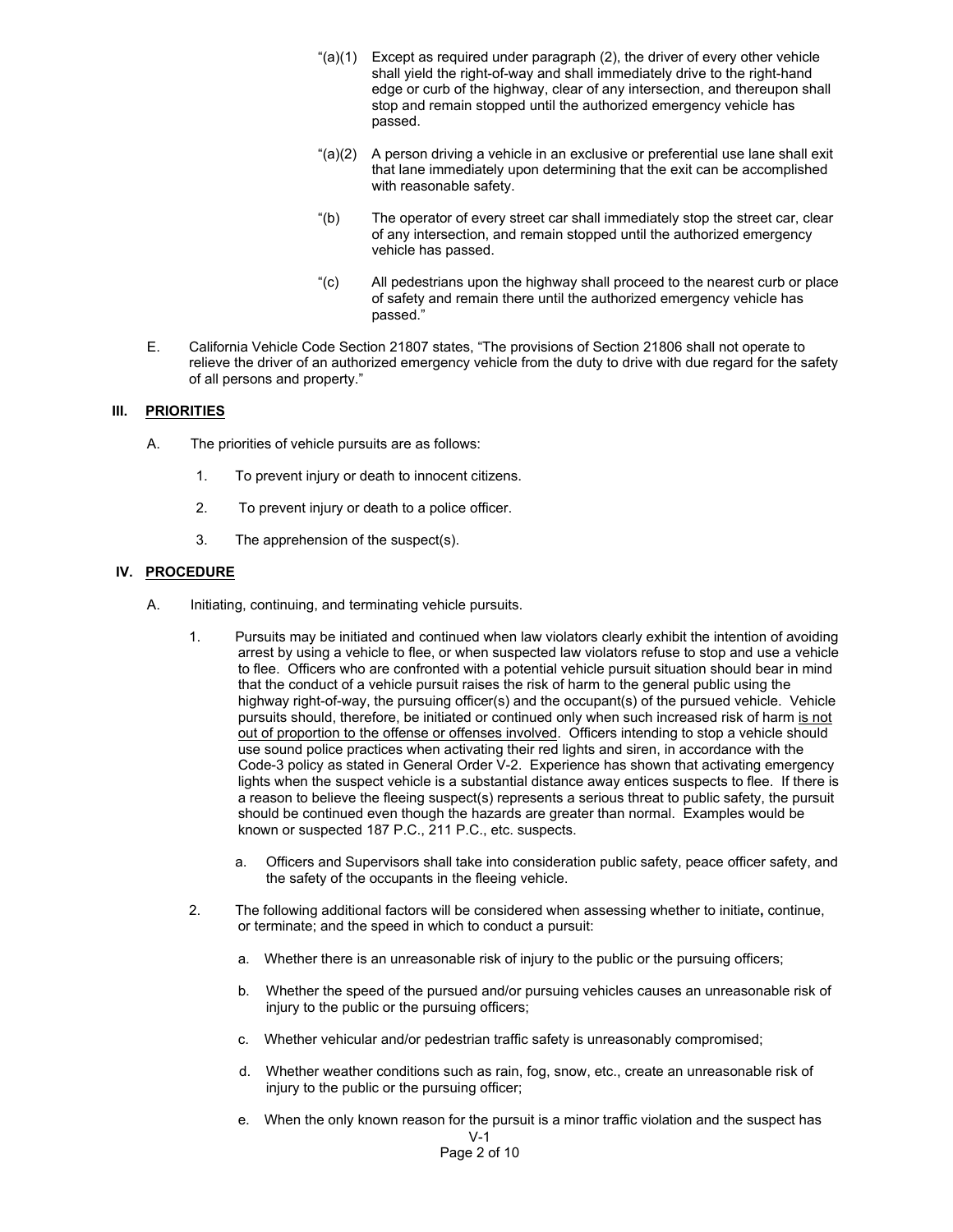"(a)(1) Except as required under paragraph (2), the driver of every other vehicle shall yield the right-of-way and shall immediately drive to the right-hand edge or curb of the highway, clear of any intersection, and thereupon shall stop and remain stopped until the authorized emergency vehicle has passed.

"(a)(2) A person driving a vehicle in an exclusive or preferential use lane shall exit that lane immediately upon determining that the exit can be accomplished with reasonable safety.

"(b) The operator of every street car shall immediately stop the street car, clear of any intersection, and remain stopped until the authorized emergency vehicle has passed.

"(c) All pedestrians upon the highway shall proceed to the nearest curb or place of safety and remain there until the authorized emergency vehicle has passed."

E. California Vehicle Code Section 21807 states, "The provisions of Section 21806 shall not operate to relieve the driver of an authorized emergency vehicle from the duty to drive with due regard for the safety of all persons and property."

## III. PRIORITIES

A. The priorities of vehicle pursuits are as follows:

1. To prevent injury or death to innocent citizens.
2. To prevent injury or death to a police officer.
3. The apprehension of the suspect(s).

## IV. PROCEDURE

A. Initiating, continuing, and terminating vehicle pursuits.

1. Pursuits may be initiated and continued when law violators clearly exhibit the intention of avoiding arrest by using a vehicle to flee, or when suspected law violators refuse to stop and use a vehicle to flee. Officers who are confronted with a potential vehicle pursuit situation should bear in mind that the conduct of a vehicle pursuit raises the risk of harm to the general public using the highway right-of-way, the pursuing officer(s) and the occupant(s) of the pursued vehicle. Vehicle pursuits should, therefore, be initiated or continued only when such increased risk of harm <u>is not out of proportion to the offense or offenses involved</u>. Officers intending to stop a vehicle should use sound police practices when activating their red lights and siren, in accordance with the Code-3 policy as stated in General Order V-2. Experience has shown that activating emergency lights when the suspect vehicle is a substantial distance away entices suspects to flee. If there is a reason to believe the fleeing suspect(s) represents a serious threat to public safety, the pursuit should be continued even though the hazards are greater than normal. Examples would be known or suspected 187 P.C., 211 P.C., etc. suspects.

   a. Officers and Supervisors shall take into consideration public safety, peace officer safety, and the safety of the occupants in the fleeing vehicle.

2. The following additional factors will be considered when assessing whether to initiate**,** continue, or terminate; and the speed in which to conduct a pursuit:

   a. Whether there is an unreasonable risk of injury to the public or the pursuing officers;

   b. Whether the speed of the pursued and/or pursuing vehicles causes an unreasonable risk of injury to the public or the pursuing officers;

   c. Whether vehicular and/or pedestrian traffic safety is unreasonably compromised;

   d. Whether weather conditions such as rain, fog, snow, etc., create an unreasonable risk of injury to the public or the pursuing officer;

   e. When the only known reason for the pursuit is a minor traffic violation and the suspect has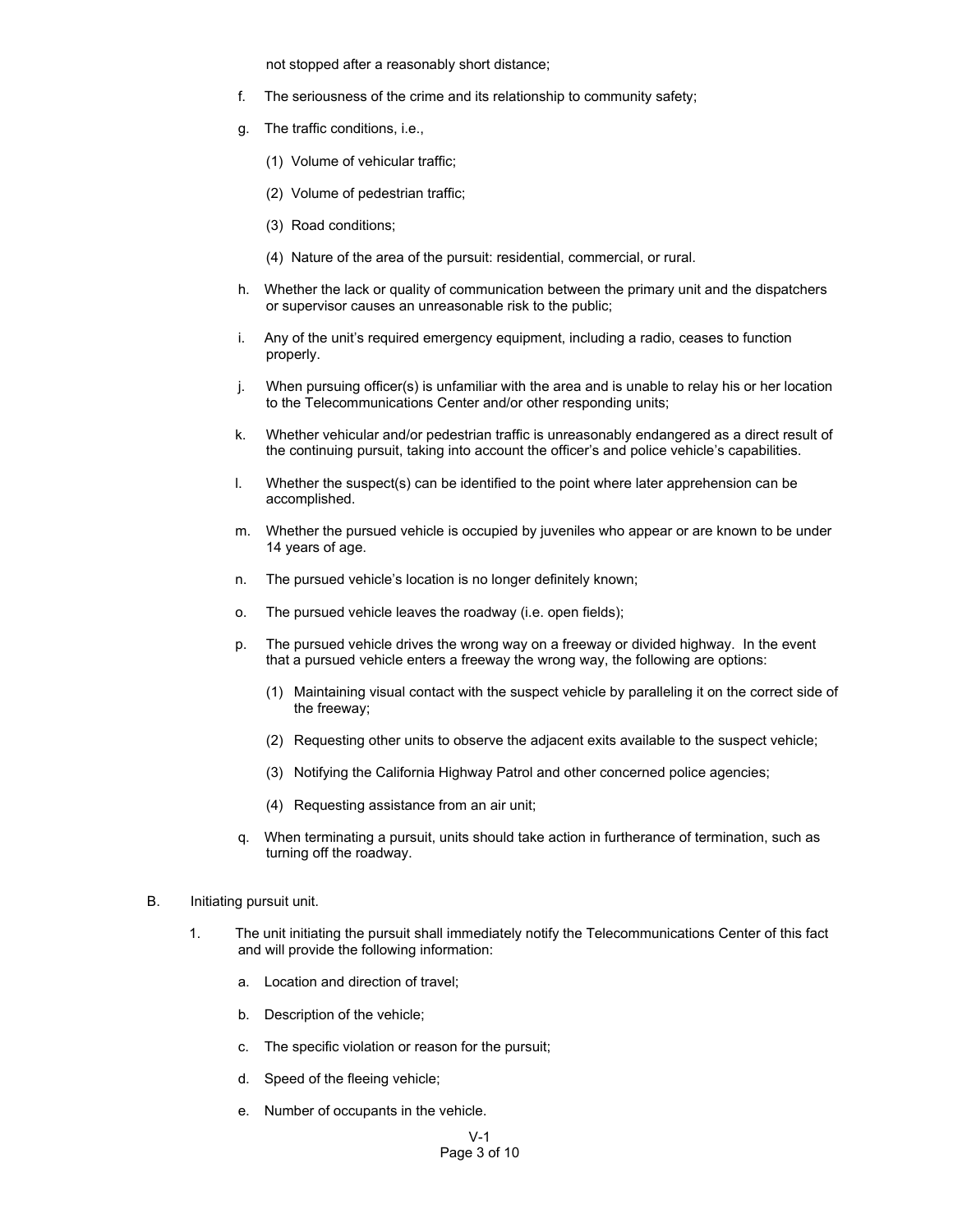not stopped after a reasonably short distance;

f. The seriousness of the crime and its relationship to community safety;

g. The traffic conditions, i.e.,

   (1) Volume of vehicular traffic;

   (2) Volume of pedestrian traffic;

   (3) Road conditions;

   (4) Nature of the area of the pursuit: residential, commercial, or rural.

h. Whether the lack or quality of communication between the primary unit and the dispatchers or supervisor causes an unreasonable risk to the public;

i. Any of the unit's required emergency equipment, including a radio, ceases to function properly.

j. When pursuing officer(s) is unfamiliar with the area and is unable to relay his or her location to the Telecommunications Center and/or other responding units;

k. Whether vehicular and/or pedestrian traffic is unreasonably endangered as a direct result of the continuing pursuit, taking into account the officer's and police vehicle's capabilities.

l. Whether the suspect(s) can be identified to the point where later apprehension can be accomplished.

m. Whether the pursued vehicle is occupied by juveniles who appear or are known to be under 14 years of age.

n. The pursued vehicle's location is no longer definitely known;

o. The pursued vehicle leaves the roadway (i.e. open fields);

p. The pursued vehicle drives the wrong way on a freeway or divided highway. In the event that a pursued vehicle enters a freeway the wrong way, the following are options:

   (1) Maintaining visual contact with the suspect vehicle by paralleling it on the correct side of the freeway;

   (2) Requesting other units to observe the adjacent exits available to the suspect vehicle;

   (3) Notifying the California Highway Patrol and other concerned police agencies;

   (4) Requesting assistance from an air unit;

q. When terminating a pursuit, units should take action in furtherance of termination, such as turning off the roadway.

B. Initiating pursuit unit.

1. The unit initiating the pursuit shall immediately notify the Telecommunications Center of this fact and will provide the following information:

   a. Location and direction of travel;

   b. Description of the vehicle;

   c. The specific violation or reason for the pursuit;

   d. Speed of the fleeing vehicle;

   e. Number of occupants in the vehicle.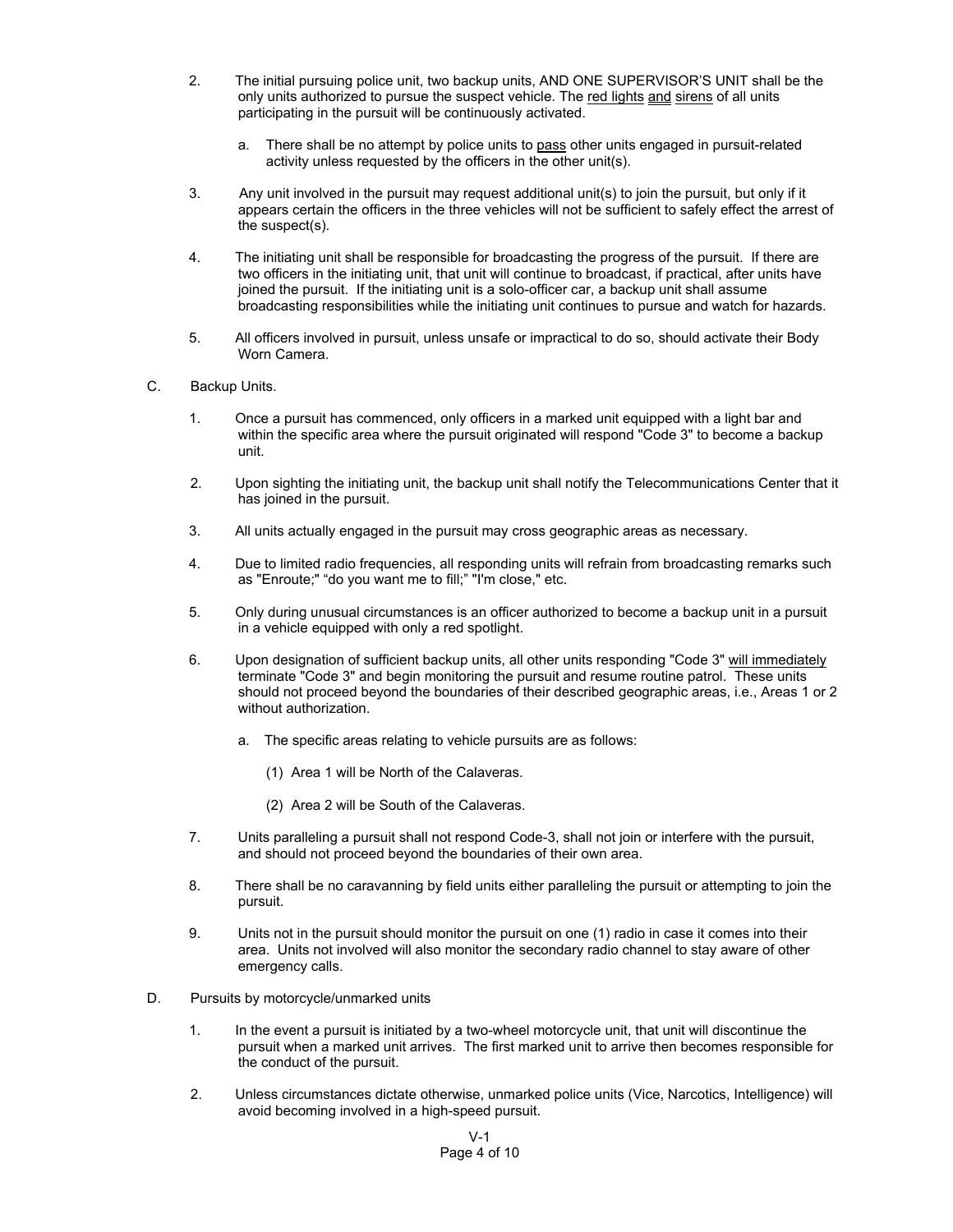2. The initial pursuing police unit, two backup units, AND ONE SUPERVISOR'S UNIT shall be the only units authorized to pursue the suspect vehicle. The <u>red lights</u> <u>and</u> <u>sirens</u> of all units participating in the pursuit will be continuously activated.

   a. There shall be no attempt by police units to <u>pass</u> other units engaged in pursuit-related activity unless requested by the officers in the other unit(s).

3. Any unit involved in the pursuit may request additional unit(s) to join the pursuit, but only if it appears certain the officers in the three vehicles will not be sufficient to safely effect the arrest of the suspect(s).

4. The initiating unit shall be responsible for broadcasting the progress of the pursuit. If there are two officers in the initiating unit, that unit will continue to broadcast, if practical, after units have joined the pursuit. If the initiating unit is a solo-officer car, a backup unit shall assume broadcasting responsibilities while the initiating unit continues to pursue and watch for hazards.

5. All officers involved in pursuit, unless unsafe or impractical to do so, should activate their Body Worn Camera.

C. Backup Units.

1. Once a pursuit has commenced, only officers in a marked unit equipped with a light bar and within the specific area where the pursuit originated will respond "Code 3" to become a backup unit.

2. Upon sighting the initiating unit, the backup unit shall notify the Telecommunications Center that it has joined in the pursuit.

3. All units actually engaged in the pursuit may cross geographic areas as necessary.

4. Due to limited radio frequencies, all responding units will refrain from broadcasting remarks such as "Enroute;" "do you want me to fill;" "I'm close," etc.

5. Only during unusual circumstances is an officer authorized to become a backup unit in a pursuit in a vehicle equipped with only a red spotlight.

6. Upon designation of sufficient backup units, all other units responding "Code 3" <u>will immediately</u> terminate "Code 3" and begin monitoring the pursuit and resume routine patrol. These units should not proceed beyond the boundaries of their described geographic areas, i.e., Areas 1 or 2 without authorization.

   a. The specific areas relating to vehicle pursuits are as follows:

      (1) Area 1 will be North of the Calaveras.

      (2) Area 2 will be South of the Calaveras.

7. Units paralleling a pursuit shall not respond Code-3, shall not join or interfere with the pursuit, and should not proceed beyond the boundaries of their own area.

8. There shall be no caravanning by field units either paralleling the pursuit or attempting to join the pursuit.

9. Units not in the pursuit should monitor the pursuit on one (1) radio in case it comes into their area. Units not involved will also monitor the secondary radio channel to stay aware of other emergency calls.

D. Pursuits by motorcycle/unmarked units

1. In the event a pursuit is initiated by a two-wheel motorcycle unit, that unit will discontinue the pursuit when a marked unit arrives. The first marked unit to arrive then becomes responsible for the conduct of the pursuit.

2. Unless circumstances dictate otherwise, unmarked police units (Vice, Narcotics, Intelligence) will avoid becoming involved in a high-speed pursuit.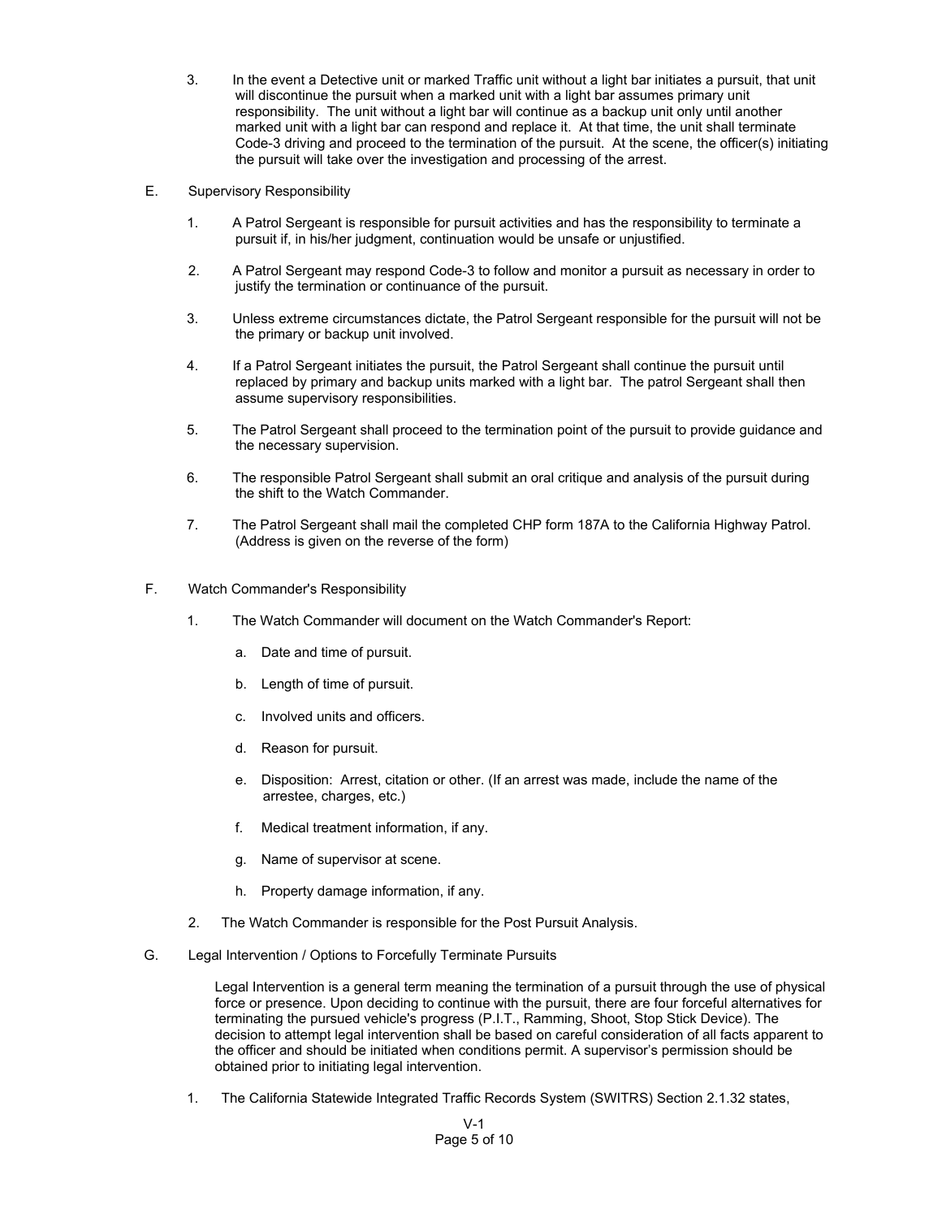3. In the event a Detective unit or marked Traffic unit without a light bar initiates a pursuit, that unit will discontinue the pursuit when a marked unit with a light bar assumes primary unit responsibility. The unit without a light bar will continue as a backup unit only until another marked unit with a light bar can respond and replace it. At that time, the unit shall terminate Code-3 driving and proceed to the termination of the pursuit. At the scene, the officer(s) initiating the pursuit will take over the investigation and processing of the arrest.

E. Supervisory Responsibility

1. A Patrol Sergeant is responsible for pursuit activities and has the responsibility to terminate a pursuit if, in his/her judgment, continuation would be unsafe or unjustified.

2. A Patrol Sergeant may respond Code-3 to follow and monitor a pursuit as necessary in order to justify the termination or continuance of the pursuit.

3. Unless extreme circumstances dictate, the Patrol Sergeant responsible for the pursuit will not be the primary or backup unit involved.

4. If a Patrol Sergeant initiates the pursuit, the Patrol Sergeant shall continue the pursuit until replaced by primary and backup units marked with a light bar. The patrol Sergeant shall then assume supervisory responsibilities.

5. The Patrol Sergeant shall proceed to the termination point of the pursuit to provide guidance and the necessary supervision.

6. The responsible Patrol Sergeant shall submit an oral critique and analysis of the pursuit during the shift to the Watch Commander.

7. The Patrol Sergeant shall mail the completed CHP form 187A to the California Highway Patrol. (Address is given on the reverse of the form)

F. Watch Commander's Responsibility

1. The Watch Commander will document on the Watch Commander's Report:

   a. Date and time of pursuit.

   b. Length of time of pursuit.

   c. Involved units and officers.

   d. Reason for pursuit.

   e. Disposition: Arrest, citation or other. (If an arrest was made, include the name of the arrestee, charges, etc.)

   f. Medical treatment information, if any.

   g. Name of supervisor at scene.

   h. Property damage information, if any.

2. The Watch Commander is responsible for the Post Pursuit Analysis.

G. Legal Intervention / Options to Forcefully Terminate Pursuits

Legal Intervention is a general term meaning the termination of a pursuit through the use of physical force or presence. Upon deciding to continue with the pursuit, there are four forceful alternatives for terminating the pursued vehicle's progress (P.I.T., Ramming, Shoot, Stop Stick Device). The decision to attempt legal intervention shall be based on careful consideration of all facts apparent to the officer and should be initiated when conditions permit. A supervisor's permission should be obtained prior to initiating legal intervention.

1. The California Statewide Integrated Traffic Records System (SWITRS) Section 2.1.32 states,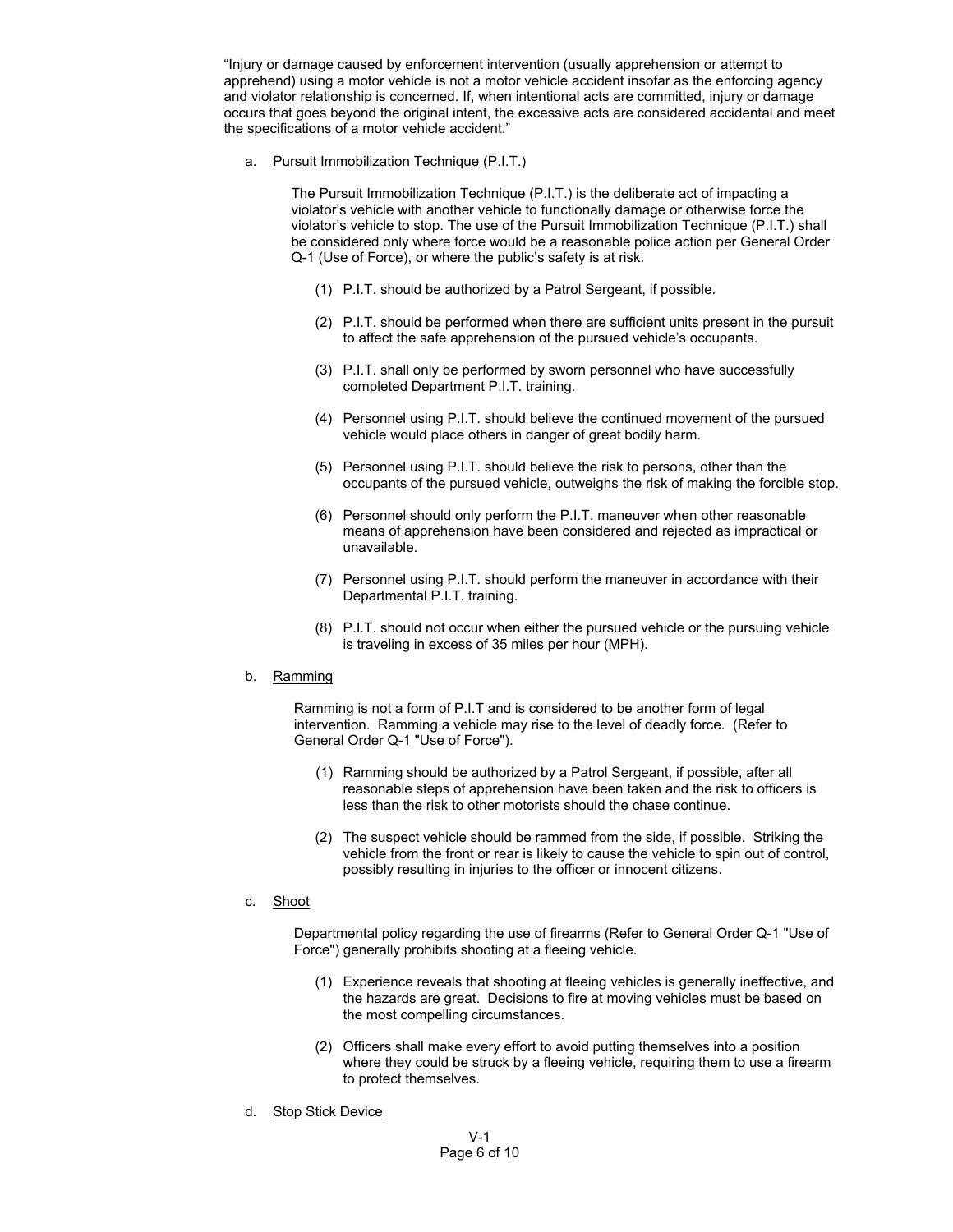"Injury or damage caused by enforcement intervention (usually apprehension or attempt to apprehend) using a motor vehicle is not a motor vehicle accident insofar as the enforcing agency and violator relationship is concerned. If, when intentional acts are committed, injury or damage occurs that goes beyond the original intent, the excessive acts are considered accidental and meet the specifications of a motor vehicle accident."

a. Pursuit Immobilization Technique (P.I.T.)

The Pursuit Immobilization Technique (P.I.T.) is the deliberate act of impacting a violator's vehicle with another vehicle to functionally damage or otherwise force the violator's vehicle to stop. The use of the Pursuit Immobilization Technique (P.I.T.) shall be considered only where force would be a reasonable police action per General Order Q-1 (Use of Force), or where the public's safety is at risk.

(1) P.I.T. should be authorized by a Patrol Sergeant, if possible.

(2) P.I.T. should be performed when there are sufficient units present in the pursuit to affect the safe apprehension of the pursued vehicle's occupants.

(3) P.I.T. shall only be performed by sworn personnel who have successfully completed Department P.I.T. training.

(4) Personnel using P.I.T. should believe the continued movement of the pursued vehicle would place others in danger of great bodily harm.

(5) Personnel using P.I.T. should believe the risk to persons, other than the occupants of the pursued vehicle, outweighs the risk of making the forcible stop.

(6) Personnel should only perform the P.I.T. maneuver when other reasonable means of apprehension have been considered and rejected as impractical or unavailable.

(7) Personnel using P.I.T. should perform the maneuver in accordance with their Departmental P.I.T. training.

(8) P.I.T. should not occur when either the pursued vehicle or the pursuing vehicle is traveling in excess of 35 miles per hour (MPH).

b. Ramming

Ramming is not a form of P.I.T and is considered to be another form of legal intervention. Ramming a vehicle may rise to the level of deadly force. (Refer to General Order Q-1 "Use of Force").

(1) Ramming should be authorized by a Patrol Sergeant, if possible, after all reasonable steps of apprehension have been taken and the risk to officers is less than the risk to other motorists should the chase continue.

(2) The suspect vehicle should be rammed from the side, if possible. Striking the vehicle from the front or rear is likely to cause the vehicle to spin out of control, possibly resulting in injuries to the officer or innocent citizens.

c. Shoot

Departmental policy regarding the use of firearms (Refer to General Order Q-1 "Use of Force") generally prohibits shooting at a fleeing vehicle.

(1) Experience reveals that shooting at fleeing vehicles is generally ineffective, and the hazards are great. Decisions to fire at moving vehicles must be based on the most compelling circumstances.

(2) Officers shall make every effort to avoid putting themselves into a position where they could be struck by a fleeing vehicle, requiring them to use a firearm to protect themselves.

d. Stop Stick Device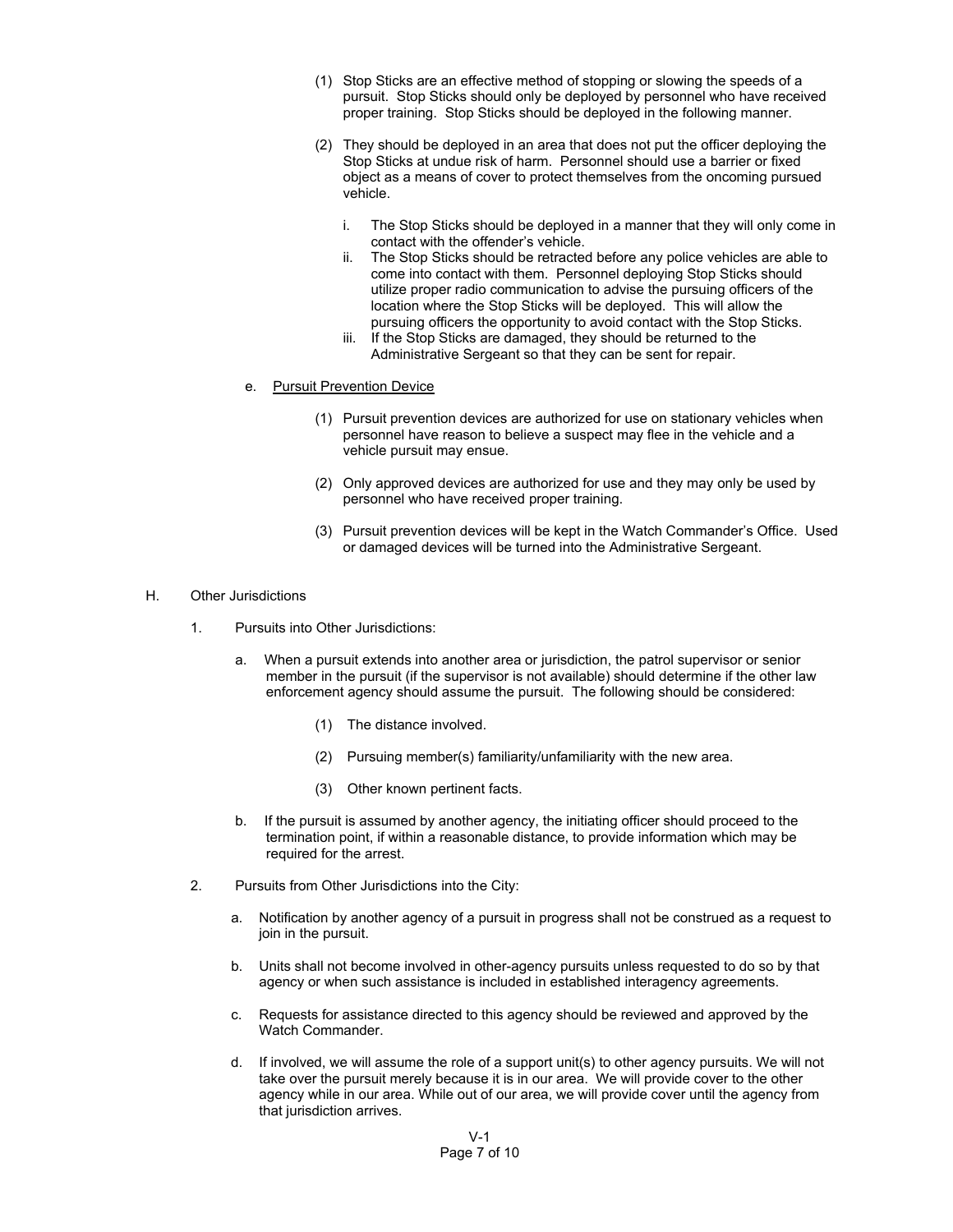(1) Stop Sticks are an effective method of stopping or slowing the speeds of a pursuit. Stop Sticks should only be deployed by personnel who have received proper training. Stop Sticks should be deployed in the following manner.

(2) They should be deployed in an area that does not put the officer deploying the Stop Sticks at undue risk of harm. Personnel should use a barrier or fixed object as a means of cover to protect themselves from the oncoming pursued vehicle.

   i. The Stop Sticks should be deployed in a manner that they will only come in contact with the offender's vehicle.
   ii. The Stop Sticks should be retracted before any police vehicles are able to come into contact with them. Personnel deploying Stop Sticks should utilize proper radio communication to advise the pursuing officers of the location where the Stop Sticks will be deployed. This will allow the pursuing officers the opportunity to avoid contact with the Stop Sticks.
   iii. If the Stop Sticks are damaged, they should be returned to the Administrative Sergeant so that they can be sent for repair.

e. Pursuit Prevention Device

(1) Pursuit prevention devices are authorized for use on stationary vehicles when personnel have reason to believe a suspect may flee in the vehicle and a vehicle pursuit may ensue.

(2) Only approved devices are authorized for use and they may only be used by personnel who have received proper training.

(3) Pursuit prevention devices will be kept in the Watch Commander's Office. Used or damaged devices will be turned into the Administrative Sergeant.

H. Other Jurisdictions

1. Pursuits into Other Jurisdictions:

   a. When a pursuit extends into another area or jurisdiction, the patrol supervisor or senior member in the pursuit (if the supervisor is not available) should determine if the other law enforcement agency should assume the pursuit. The following should be considered:

      (1) The distance involved.

      (2) Pursuing member(s) familiarity/unfamiliarity with the new area.

      (3) Other known pertinent facts.

   b. If the pursuit is assumed by another agency, the initiating officer should proceed to the termination point, if within a reasonable distance, to provide information which may be required for the arrest.

2. Pursuits from Other Jurisdictions into the City:

   a. Notification by another agency of a pursuit in progress shall not be construed as a request to join in the pursuit.

   b. Units shall not become involved in other-agency pursuits unless requested to do so by that agency or when such assistance is included in established interagency agreements.

   c. Requests for assistance directed to this agency should be reviewed and approved by the Watch Commander.

   d. If involved, we will assume the role of a support unit(s) to other agency pursuits. We will not take over the pursuit merely because it is in our area. We will provide cover to the other agency while in our area. While out of our area, we will provide cover until the agency from that jurisdiction arrives.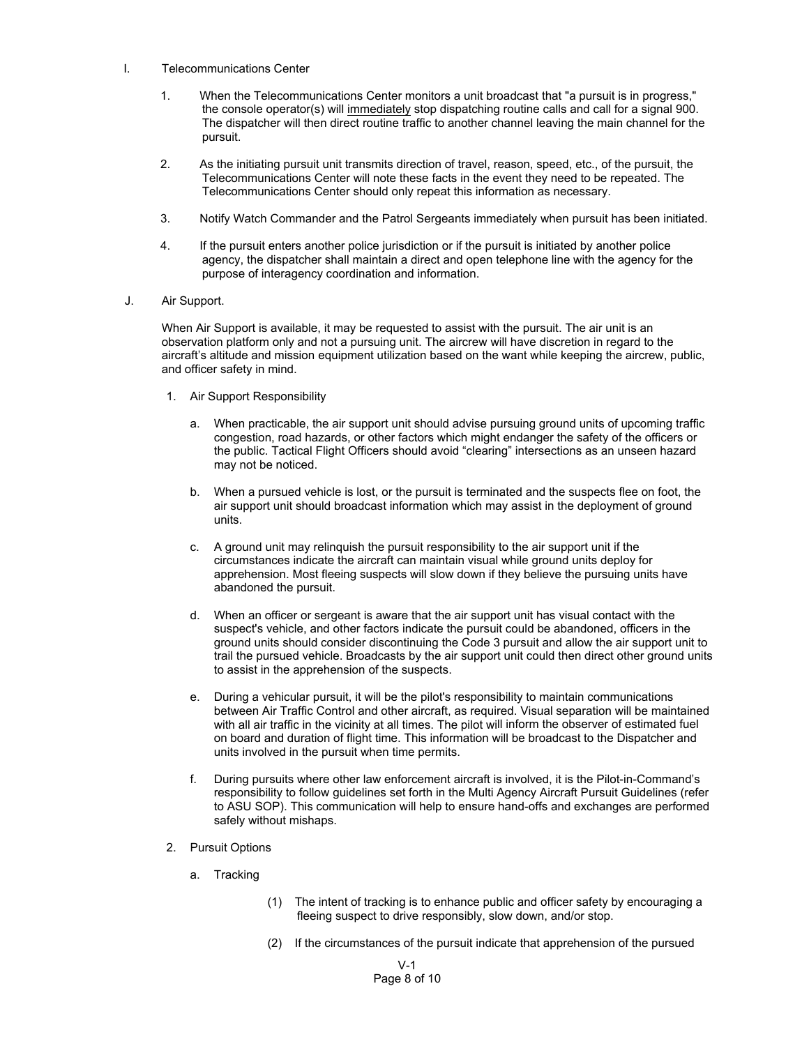I. Telecommunications Center

1. When the Telecommunications Center monitors a unit broadcast that "a pursuit is in progress," the console operator(s) will <u>immediately</u> stop dispatching routine calls and call for a signal 900. The dispatcher will then direct routine traffic to another channel leaving the main channel for the pursuit.

2. As the initiating pursuit unit transmits direction of travel, reason, speed, etc., of the pursuit, the Telecommunications Center will note these facts in the event they need to be repeated. The Telecommunications Center should only repeat this information as necessary.

3. Notify Watch Commander and the Patrol Sergeants immediately when pursuit has been initiated.

4. If the pursuit enters another police jurisdiction or if the pursuit is initiated by another police agency, the dispatcher shall maintain a direct and open telephone line with the agency for the purpose of interagency coordination and information.

J. Air Support.

When Air Support is available, it may be requested to assist with the pursuit. The air unit is an observation platform only and not a pursuing unit. The aircrew will have discretion in regard to the aircraft's altitude and mission equipment utilization based on the want while keeping the aircrew, public, and officer safety in mind.

1. Air Support Responsibility

   a. When practicable, the air support unit should advise pursuing ground units of upcoming traffic congestion, road hazards, or other factors which might endanger the safety of the officers or the public. Tactical Flight Officers should avoid "clearing" intersections as an unseen hazard may not be noticed.

   b. When a pursued vehicle is lost, or the pursuit is terminated and the suspects flee on foot, the air support unit should broadcast information which may assist in the deployment of ground units.

   c. A ground unit may relinquish the pursuit responsibility to the air support unit if the circumstances indicate the aircraft can maintain visual while ground units deploy for apprehension. Most fleeing suspects will slow down if they believe the pursuing units have abandoned the pursuit.

   d. When an officer or sergeant is aware that the air support unit has visual contact with the suspect's vehicle, and other factors indicate the pursuit could be abandoned, officers in the ground units should consider discontinuing the Code 3 pursuit and allow the air support unit to trail the pursued vehicle. Broadcasts by the air support unit could then direct other ground units to assist in the apprehension of the suspects.

   e. During a vehicular pursuit, it will be the pilot's responsibility to maintain communications between Air Traffic Control and other aircraft, as required. Visual separation will be maintained with all air traffic in the vicinity at all times. The pilot will inform the observer of estimated fuel on board and duration of flight time. This information will be broadcast to the Dispatcher and units involved in the pursuit when time permits.

   f. During pursuits where other law enforcement aircraft is involved, it is the Pilot-in-Command's responsibility to follow guidelines set forth in the Multi Agency Aircraft Pursuit Guidelines (refer to ASU SOP). This communication will help to ensure hand-offs and exchanges are performed safely without mishaps.

2. Pursuit Options

   a. Tracking

      (1) The intent of tracking is to enhance public and officer safety by encouraging a fleeing suspect to drive responsibly, slow down, and/or stop.

      (2) If the circumstances of the pursuit indicate that apprehension of the pursued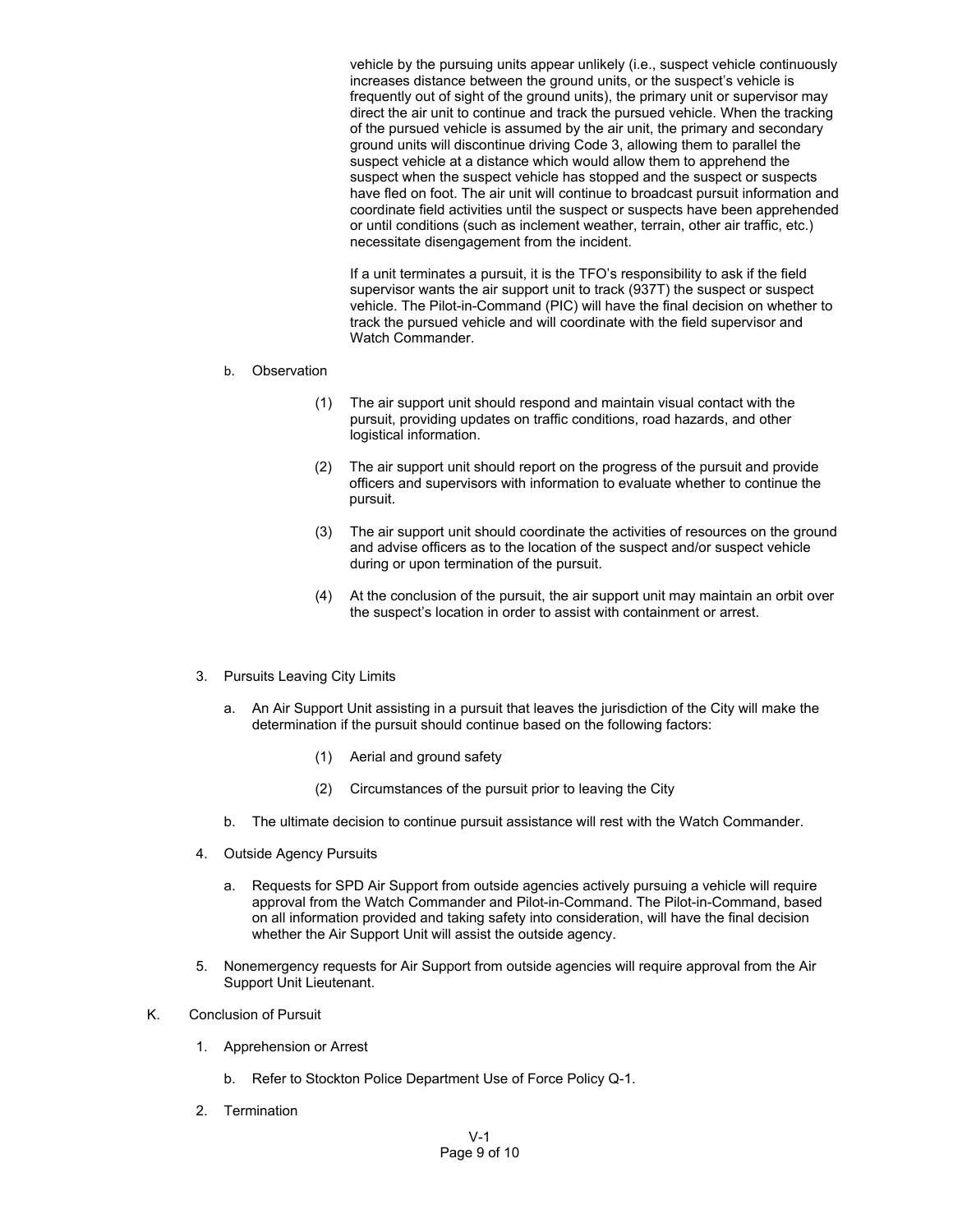vehicle by the pursuing units appear unlikely (i.e., suspect vehicle continuously increases distance between the ground units, or the suspect's vehicle is frequently out of sight of the ground units), the primary unit or supervisor may direct the air unit to continue and track the pursued vehicle. When the tracking of the pursued vehicle is assumed by the air unit, the primary and secondary ground units will discontinue driving Code 3, allowing them to parallel the suspect vehicle at a distance which would allow them to apprehend the suspect when the suspect vehicle has stopped and the suspect or suspects have fled on foot. The air unit will continue to broadcast pursuit information and coordinate field activities until the suspect or suspects have been apprehended or until conditions (such as inclement weather, terrain, other air traffic, etc.) necessitate disengagement from the incident.

If a unit terminates a pursuit, it is the TFO's responsibility to ask if the field supervisor wants the air support unit to track (937T) the suspect or suspect vehicle. The Pilot-in-Command (PIC) will have the final decision on whether to track the pursued vehicle and will coordinate with the field supervisor and Watch Commander.

b. Observation

   (1) The air support unit should respond and maintain visual contact with the pursuit, providing updates on traffic conditions, road hazards, and other logistical information.

   (2) The air support unit should report on the progress of the pursuit and provide officers and supervisors with information to evaluate whether to continue the pursuit.

   (3) The air support unit should coordinate the activities of resources on the ground and advise officers as to the location of the suspect and/or suspect vehicle during or upon termination of the pursuit.

   (4) At the conclusion of the pursuit, the air support unit may maintain an orbit over the suspect's location in order to assist with containment or arrest.

3. Pursuits Leaving City Limits

   a. An Air Support Unit assisting in a pursuit that leaves the jurisdiction of the City will make the determination if the pursuit should continue based on the following factors:

      (1) Aerial and ground safety

      (2) Circumstances of the pursuit prior to leaving the City

   b. The ultimate decision to continue pursuit assistance will rest with the Watch Commander.

4. Outside Agency Pursuits

   a. Requests for SPD Air Support from outside agencies actively pursuing a vehicle will require approval from the Watch Commander and Pilot-in-Command. The Pilot-in-Command, based on all information provided and taking safety into consideration, will have the final decision whether the Air Support Unit will assist the outside agency.

5. Nonemergency requests for Air Support from outside agencies will require approval from the Air Support Unit Lieutenant.

K. Conclusion of Pursuit

   1. Apprehension or Arrest

      b. Refer to Stockton Police Department Use of Force Policy Q-1.

   2. Termination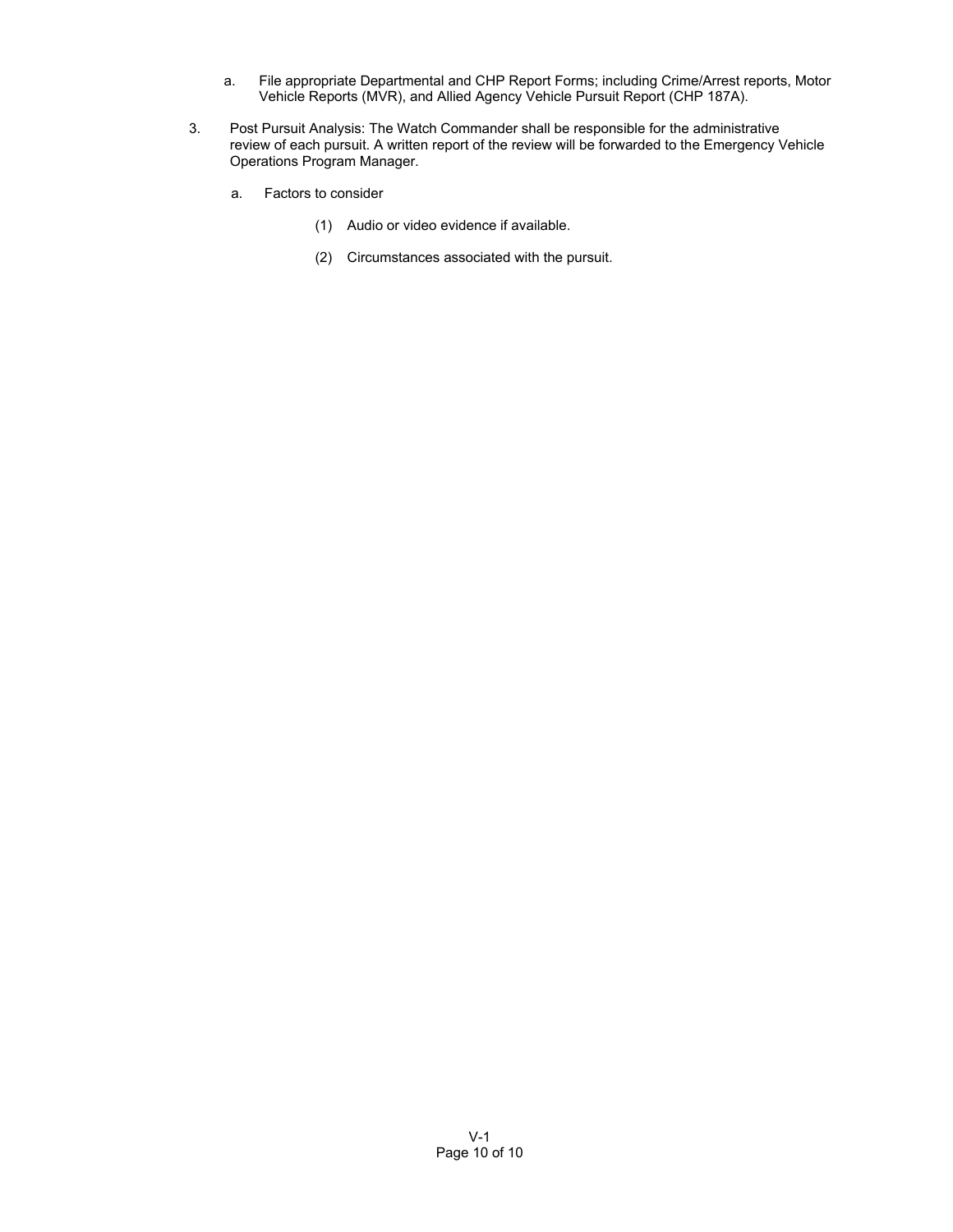a. File appropriate Departmental and CHP Report Forms; including Crime/Arrest reports, Motor Vehicle Reports (MVR), and Allied Agency Vehicle Pursuit Report (CHP 187A).

3. Post Pursuit Analysis: The Watch Commander shall be responsible for the administrative review of each pursuit. A written report of the review will be forwarded to the Emergency Vehicle Operations Program Manager.

   a. Factors to consider

      (1) Audio or video evidence if available.

      (2) Circumstances associated with the pursuit.

V-1